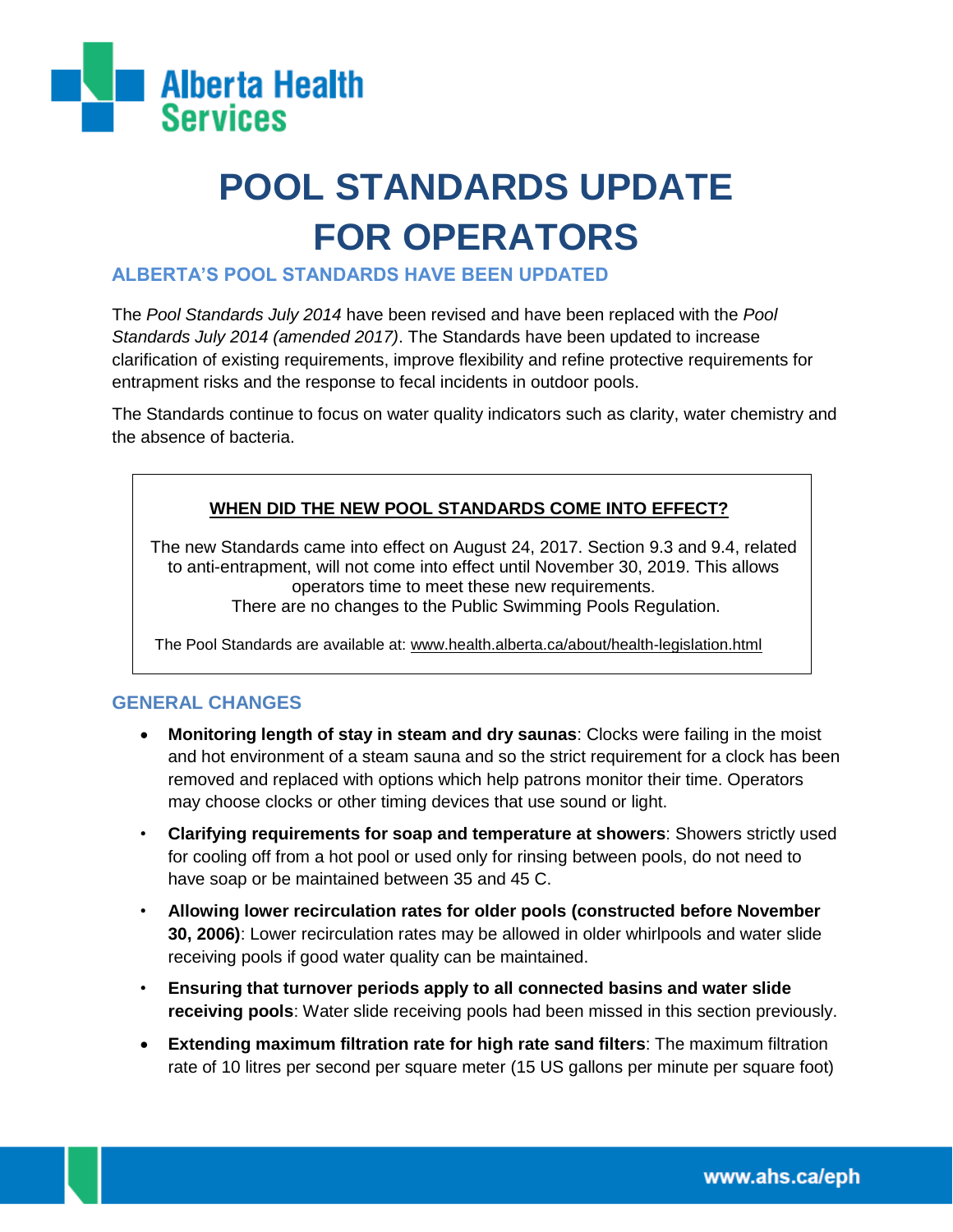Alberta Health Services

# POOL STANDARDS UPDATE FOR OPERATORS

## ALBERTA'S POOL STANDARDS HAVE BEEN UPDATED

The *Pool Standards July 2014* have been revised and have been replaced with the *Pool Standards July 2014 (amended 2017)*. The Standards have been updated to increase clarification of existing requirements, improve flexibility and refine protective requirements for entrapment risks and the response to fecal incidents in outdoor pools.

The Standards continue to focus on water quality indicators such as clarity, water chemistry and the absence of bacteria.

> **WHEN DID THE NEW POOL STANDARDS COME INTO EFFECT?**
>
> The new Standards came into effect on August 24, 2017. Section 9.3 and 9.4, related to anti-entrapment, will not come into effect until November 30, 2019. This allows operators time to meet these new requirements.
> There are no changes to the Public Swimming Pools Regulation.
>
> The Pool Standards are available at: www.health.alberta.ca/about/health-legislation.html

## GENERAL CHANGES

- **Monitoring length of stay in steam and dry saunas**: Clocks were failing in the moist and hot environment of a steam sauna and so the strict requirement for a clock has been removed and replaced with options which help patrons monitor their time. Operators may choose clocks or other timing devices that use sound or light.
- **Clarifying requirements for soap and temperature at showers**: Showers strictly used for cooling off from a hot pool or used only for rinsing between pools, do not need to have soap or be maintained between 35 and 45 C.
- **Allowing lower recirculation rates for older pools (constructed before November 30, 2006)**: Lower recirculation rates may be allowed in older whirlpools and water slide receiving pools if good water quality can be maintained.
- **Ensuring that turnover periods apply to all connected basins and water slide receiving pools**: Water slide receiving pools had been missed in this section previously.
- **Extending maximum filtration rate for high rate sand filters**: The maximum filtration rate of 10 litres per second per square meter (15 US gallons per minute per square foot)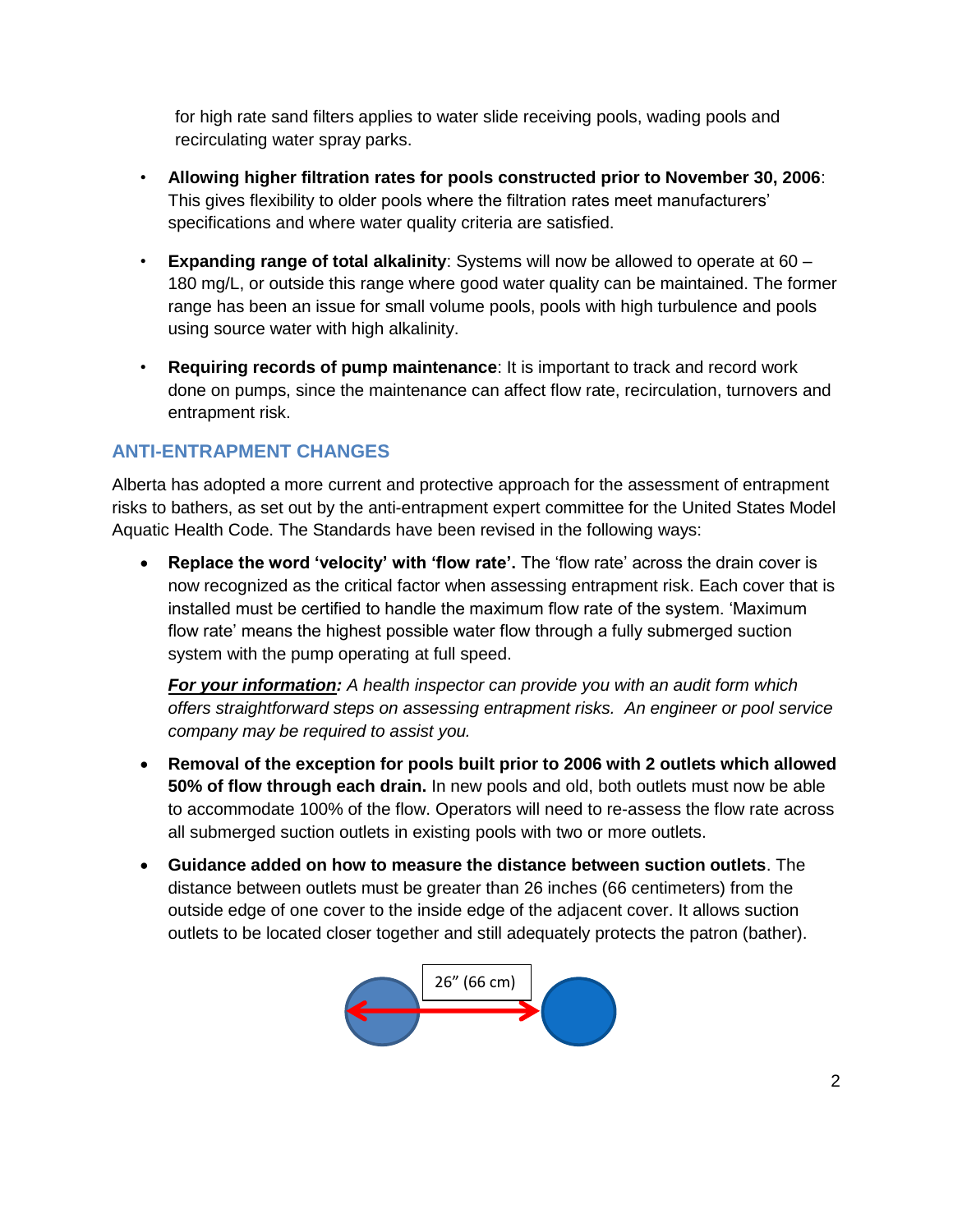for high rate sand filters applies to water slide receiving pools, wading pools and recirculating water spray parks.

- **Allowing higher filtration rates for pools constructed prior to November 30, 2006**: This gives flexibility to older pools where the filtration rates meet manufacturers' specifications and where water quality criteria are satisfied.

- **Expanding range of total alkalinity**: Systems will now be allowed to operate at 60 – 180 mg/L, or outside this range where good water quality can be maintained. The former range has been an issue for small volume pools, pools with high turbulence and pools using source water with high alkalinity.

- **Requiring records of pump maintenance**: It is important to track and record work done on pumps, since the maintenance can affect flow rate, recirculation, turnovers and entrapment risk.

## ANTI-ENTRAPMENT CHANGES

Alberta has adopted a more current and protective approach for the assessment of entrapment risks to bathers, as set out by the anti-entrapment expert committee for the United States Model Aquatic Health Code. The Standards have been revised in the following ways:

- **Replace the word 'velocity' with 'flow rate'.** The 'flow rate' across the drain cover is now recognized as the critical factor when assessing entrapment risk. Each cover that is installed must be certified to handle the maximum flow rate of the system. 'Maximum flow rate' means the highest possible water flow through a fully submerged suction system with the pump operating at full speed.

  ***For your information:*** *A health inspector can provide you with an audit form which offers straightforward steps on assessing entrapment risks. An engineer or pool service company may be required to assist you.*

- **Removal of the exception for pools built prior to 2006 with 2 outlets which allowed 50% of flow through each drain.** In new pools and old, both outlets must now be able to accommodate 100% of the flow. Operators will need to re-assess the flow rate across all submerged suction outlets in existing pools with two or more outlets.

- **Guidance added on how to measure the distance between suction outlets**. The distance between outlets must be greater than 26 inches (66 centimeters) from the outside edge of one cover to the inside edge of the adjacent cover. It allows suction outlets to be located closer together and still adequately protects the patron (bather).

26" (66 cm)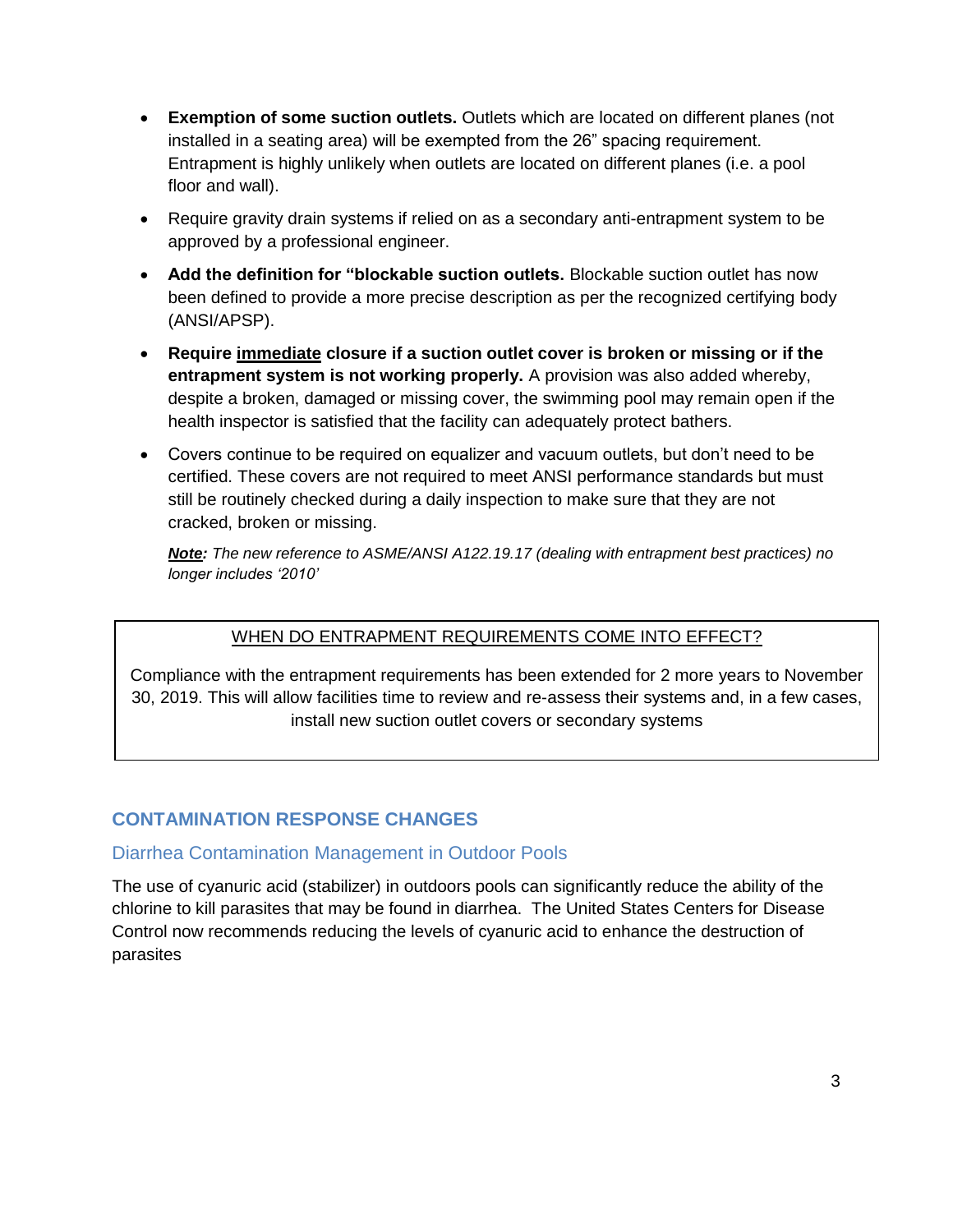- **Exemption of some suction outlets.** Outlets which are located on different planes (not installed in a seating area) will be exempted from the 26" spacing requirement. Entrapment is highly unlikely when outlets are located on different planes (i.e. a pool floor and wall).
- Require gravity drain systems if relied on as a secondary anti-entrapment system to be approved by a professional engineer.
- **Add the definition for "blockable suction outlets.** Blockable suction outlet has now been defined to provide a more precise description as per the recognized certifying body (ANSI/APSP).
- **Require <u>immediate</u> closure if a suction outlet cover is broken or missing or if the entrapment system is not working properly.** A provision was also added whereby, despite a broken, damaged or missing cover, the swimming pool may remain open if the health inspector is satisfied that the facility can adequately protect bathers.
- Covers continue to be required on equalizer and vacuum outlets, but don't need to be certified. These covers are not required to meet ANSI performance standards but must still be routinely checked during a daily inspection to make sure that they are not cracked, broken or missing.

  ***<u>Note</u>:*** *The new reference to ASME/ANSI A122.19.17 (dealing with entrapment best practices) no longer includes '2010'*

> <u>WHEN DO ENTRAPMENT REQUIREMENTS COME INTO EFFECT?</u>
>
> Compliance with the entrapment requirements has been extended for 2 more years to November 30, 2019. This will allow facilities time to review and re-assess their systems and, in a few cases, install new suction outlet covers or secondary systems

## CONTAMINATION RESPONSE CHANGES

### Diarrhea Contamination Management in Outdoor Pools

The use of cyanuric acid (stabilizer) in outdoors pools can significantly reduce the ability of the chlorine to kill parasites that may be found in diarrhea. The United States Centers for Disease Control now recommends reducing the levels of cyanuric acid to enhance the destruction of parasites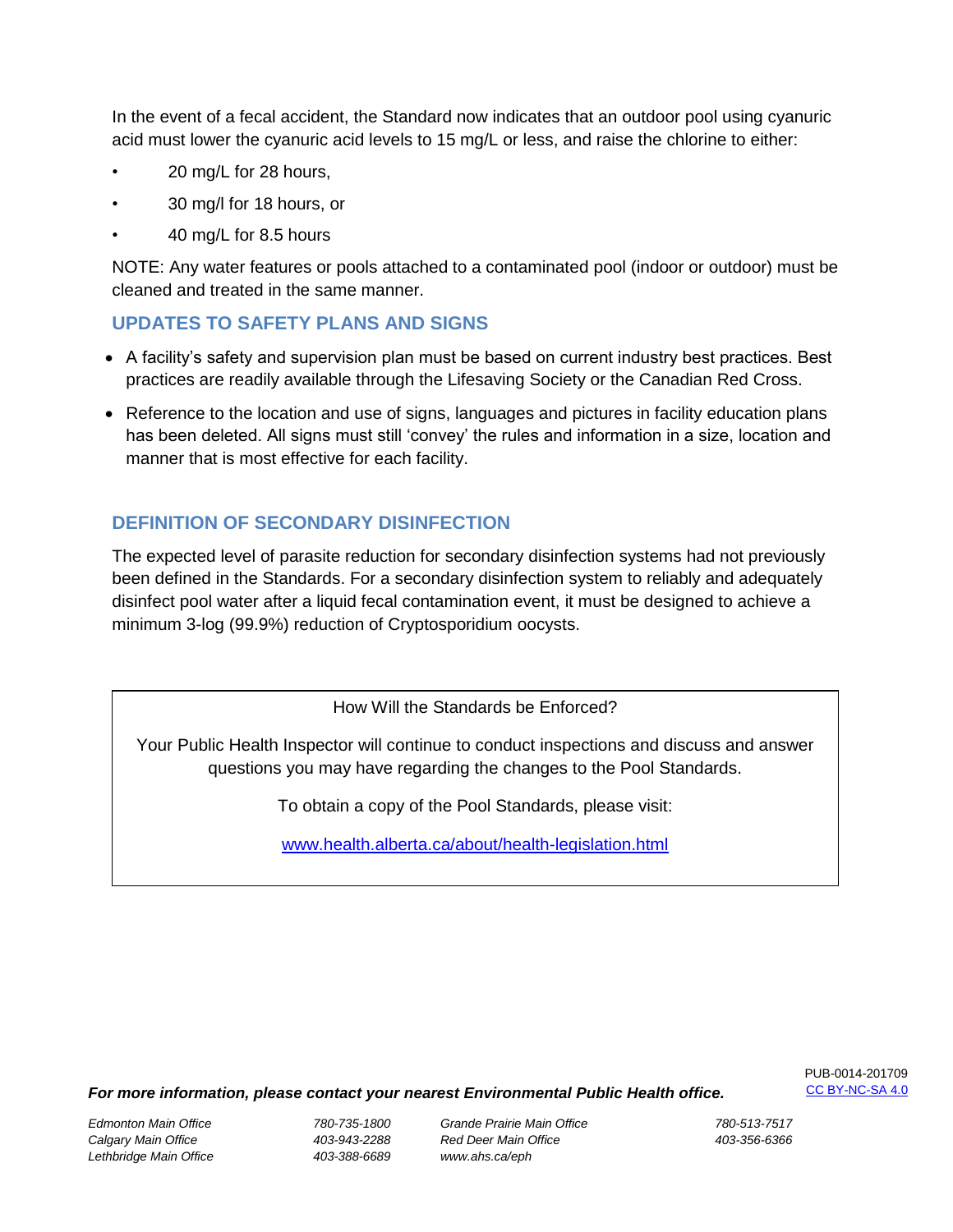In the event of a fecal accident, the Standard now indicates that an outdoor pool using cyanuric acid must lower the cyanuric acid levels to 15 mg/L or less, and raise the chlorine to either:

- 20 mg/L for 28 hours,
- 30 mg/l for 18 hours, or
- 40 mg/L for 8.5 hours

NOTE: Any water features or pools attached to a contaminated pool (indoor or outdoor) must be cleaned and treated in the same manner.

## UPDATES TO SAFETY PLANS AND SIGNS

- A facility's safety and supervision plan must be based on current industry best practices. Best practices are readily available through the Lifesaving Society or the Canadian Red Cross.
- Reference to the location and use of signs, languages and pictures in facility education plans has been deleted. All signs must still 'convey' the rules and information in a size, location and manner that is most effective for each facility.

## DEFINITION OF SECONDARY DISINFECTION

The expected level of parasite reduction for secondary disinfection systems had not previously been defined in the Standards. For a secondary disinfection system to reliably and adequately disinfect pool water after a liquid fecal contamination event, it must be designed to achieve a minimum 3-log (99.9%) reduction of Cryptosporidium oocysts.

How Will the Standards be Enforced?

Your Public Health Inspector will continue to conduct inspections and discuss and answer questions you may have regarding the changes to the Pool Standards.

To obtain a copy of the Pool Standards, please visit:

www.health.alberta.ca/about/health-legislation.html

***For more information, please contact your nearest Environmental Public Health office.***

PUB-0014-201709
CC BY-NC-SA 4.0

| | | | |
|---|---|---|---|
| *Edmonton Main Office* | *780-735-1800* | *Grande Prairie Main Office* | *780-513-7517* |
| *Calgary Main Office* | *403-943-2288* | *Red Deer Main Office* | *403-356-6366* |
| *Lethbridge Main Office* | *403-388-6689* | *www.ahs.ca/eph* | |